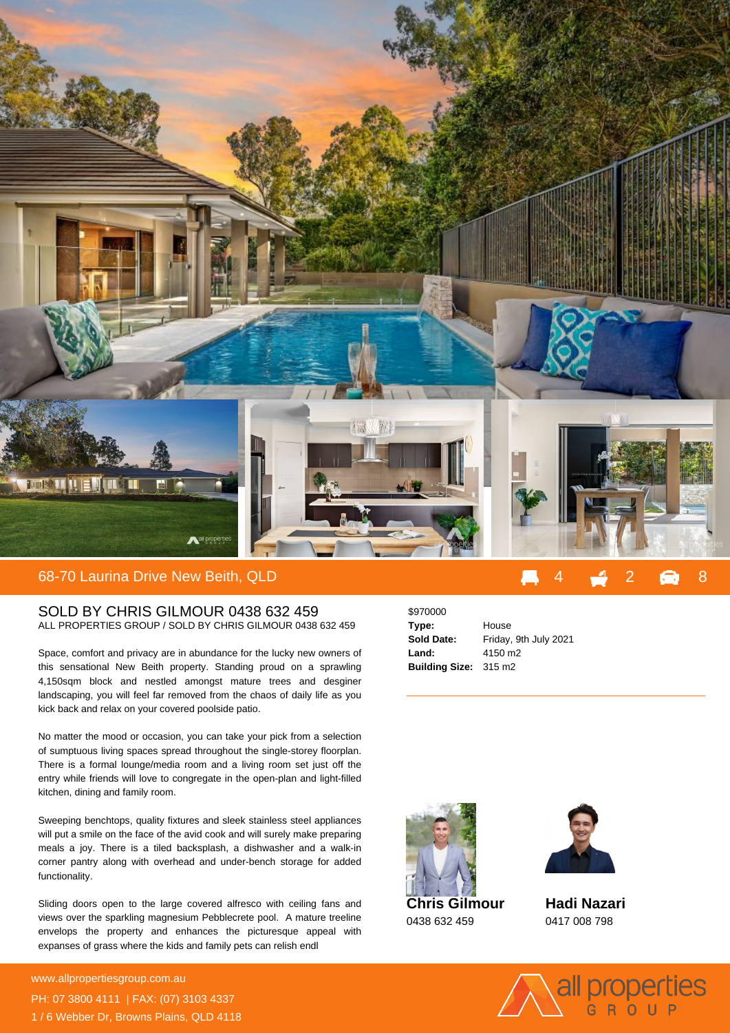# 68-70 Laurina Drive New Beith, QLD

4 | 2 | 8

## SOLD BY CHRIS GILMOUR 0438 632 459

ALL PROPERTIES GROUP / SOLD BY CHRIS GILMOUR 0438 632 459

Space, comfort and privacy are in abundance for the lucky new owners of this sensational New Beith property. Standing proud on a sprawling 4,150sqm block and nestled amongst mature trees and desginer landscaping, you will feel far removed from the chaos of daily life as you kick back and relax on your covered poolside patio.

No matter the mood or occasion, you can take your pick from a selection of sumptuous living spaces spread throughout the single-storey floorplan. There is a formal lounge/media room and a living room set just off the entry while friends will love to congregate in the open-plan and light-filled kitchen, dining and family room.

Sweeping benchtops, quality fixtures and sleek stainless steel appliances will put a smile on the face of the avid cook and will surely make preparing meals a joy. There is a tiled backsplash, a dishwasher and a walk-in corner pantry along with overhead and under-bench storage for added functionality.

Sliding doors open to the large covered alfresco with ceiling fans and views over the sparkling magnesium Pebblecrete pool. A mature treeline envelops the property and enhances the picturesque appeal with expanses of grass where the kids and family pets can relish endl

$970000

**Type:** House
**Sold Date:** Friday, 9th July 2021
**Land:** 4150 m2
**Building Size:** 315 m2

**Chris Gilmour**
0438 632 459

**Hadi Nazari**
0417 008 798

www.allpropertiesgroup.com.au
PH: 07 3800 4111 | FAX: (07) 3103 4337
1 / 6 Webber Dr, Browns Plains, QLD 4118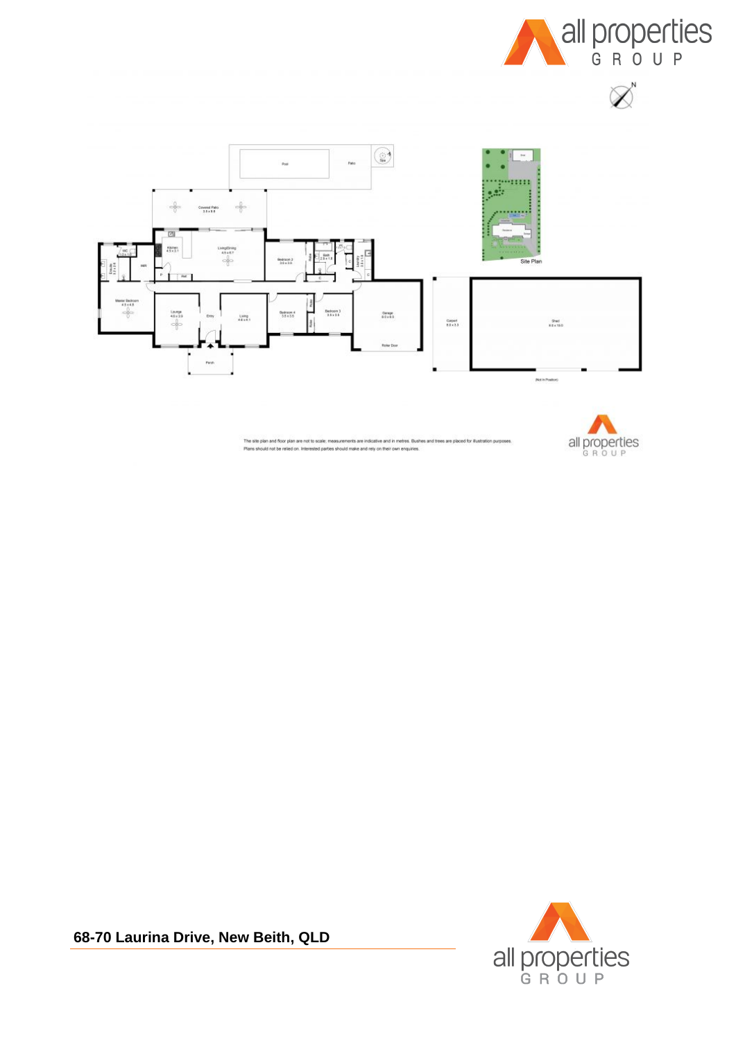The site plan and floor plan are not to scale; measurements are indicative and in metres. Bushes and trees are placed for illustration purposes. Plans should not be relied on. Interested parties should make and rely on their own enquiries.

**68-70 Laurina Drive, New Beith, QLD**